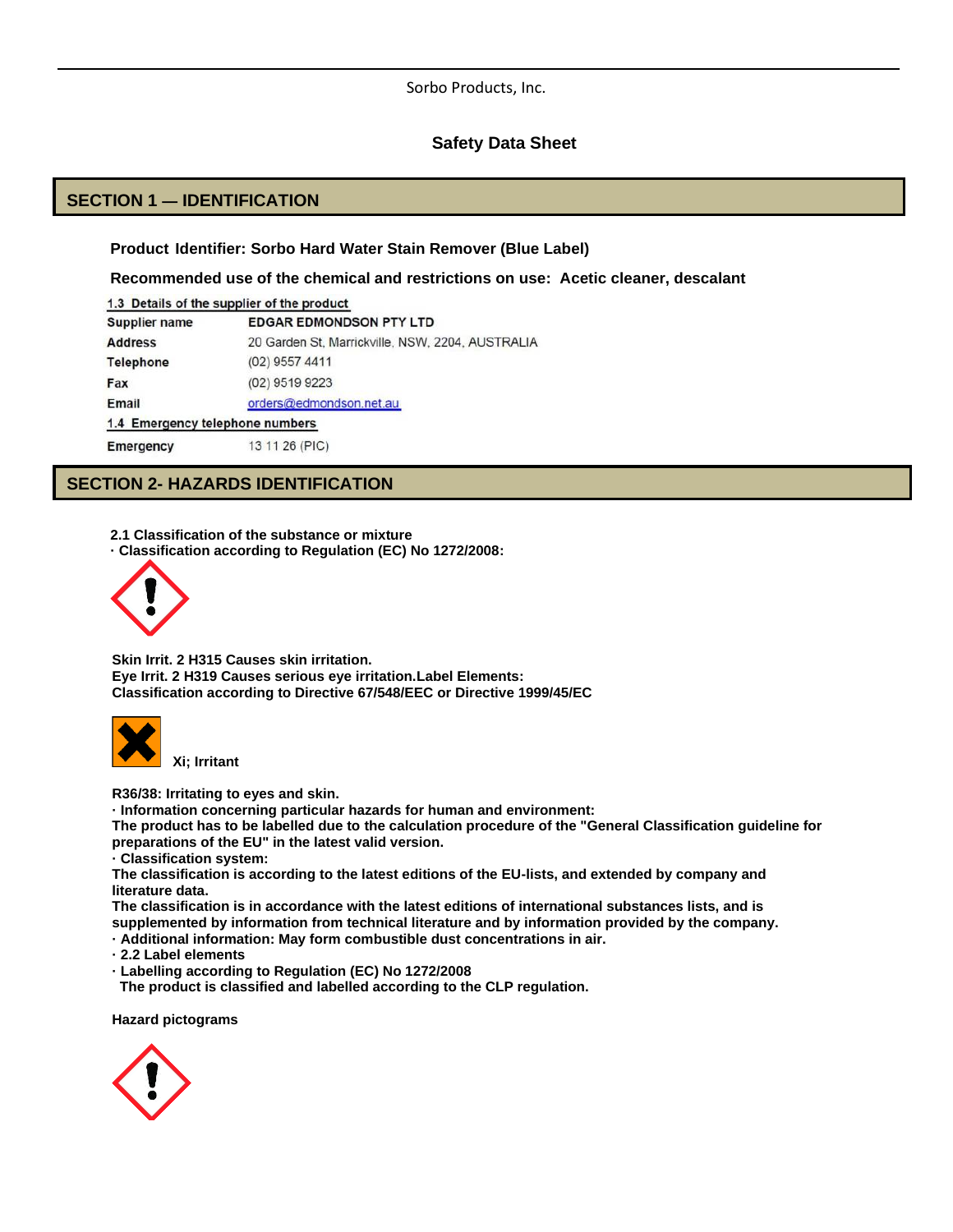Sorbo Products, Inc.

**Safety Data Sheet**

## SECTION 1 — IDENTIFICATION

**Product Identifier: Sorbo Hard Water Stain Remover (Blue Label)**

**Recommended use of the chemical and restrictions on use: Acetic cleaner, descalant**

**1.3 Details of the supplier of the product**

| | |
|---|---|
| **Supplier name** | **EDGAR EDMONDSON PTY LTD** |
| **Address** | 20 Garden St, Marrickville, NSW, 2204, AUSTRALIA |
| **Telephone** | (02) 9557 4411 |
| **Fax** | (02) 9519 9223 |
| **Email** | orders@edmondson.net.au |

**1.4 Emergency telephone numbers**

| | |
|---|---|
| **Emergency** | 13 11 26 (PIC) |

## SECTION 2- HAZARDS IDENTIFICATION

**2.1 Classification of the substance or mixture**
**· Classification according to Regulation (EC) No 1272/2008:**

**Skin Irrit. 2 H315 Causes skin irritation.**
**Eye Irrit. 2 H319 Causes serious eye irritation.Label Elements:**
**Classification according to Directive 67/548/EEC or Directive 1999/45/EC**

**Xi; Irritant**

**R36/38: Irritating to eyes and skin.**
**· Information concerning particular hazards for human and environment:**
**The product has to be labelled due to the calculation procedure of the "General Classification guideline for preparations of the EU" in the latest valid version.**
**· Classification system:**
**The classification is according to the latest editions of the EU-lists, and extended by company and literature data.**
**The classification is in accordance with the latest editions of international substances lists, and is supplemented by information from technical literature and by information provided by the company.**
**· Additional information: May form combustible dust concentrations in air.**
**· 2.2 Label elements**
**· Labelling according to Regulation (EC) No 1272/2008**
**The product is classified and labelled according to the CLP regulation.**

**Hazard pictograms**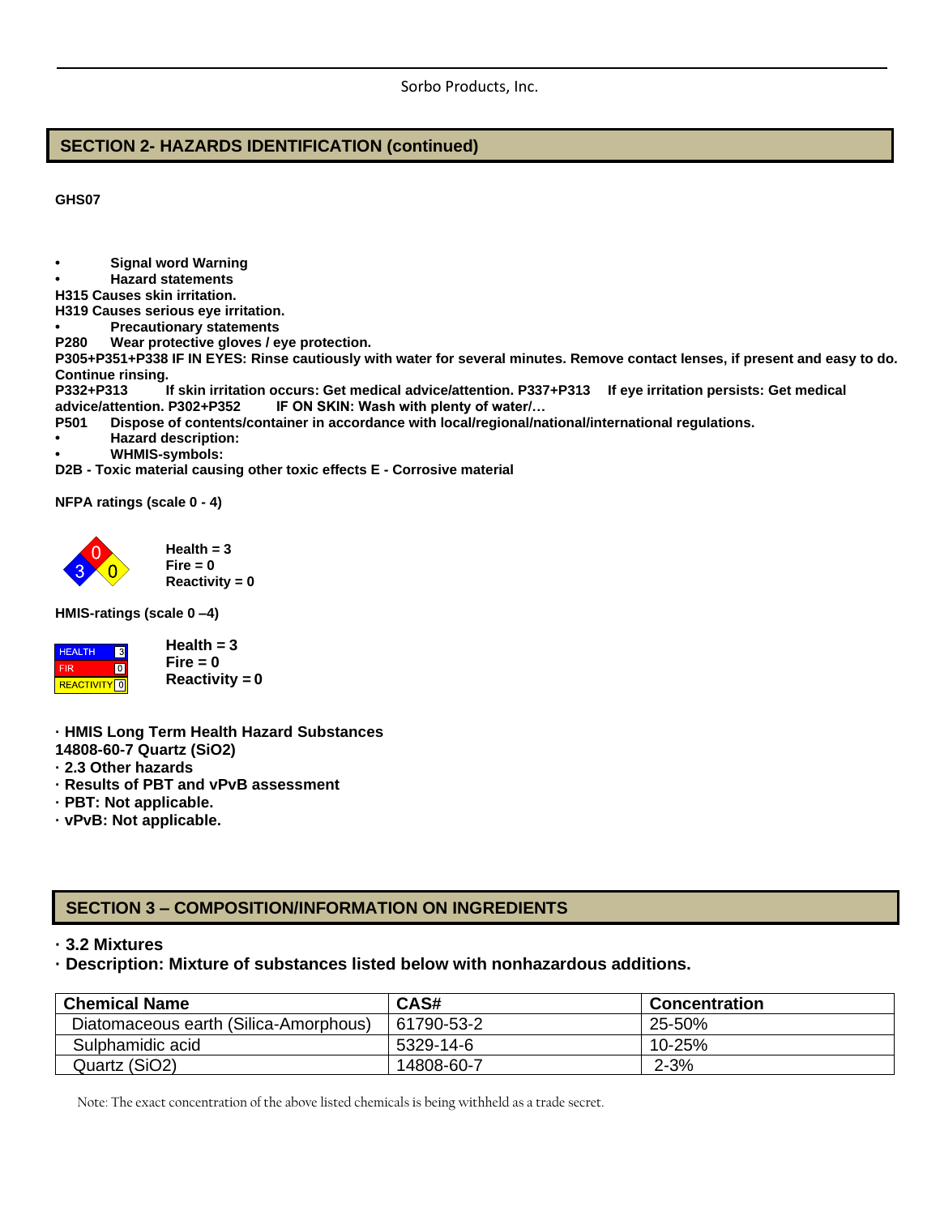## SECTION 2- HAZARDS IDENTIFICATION (continued)

**GHS07**

- **Signal word Warning**
- **Hazard statements**

**H315 Causes skin irritation.**
**H319 Causes serious eye irritation.**

- **Precautionary statements**

**P280 Wear protective gloves / eye protection.**
**P305+P351+P338 IF IN EYES: Rinse cautiously with water for several minutes. Remove contact lenses, if present and easy to do. Continue rinsing.**
**P332+P313 If skin irritation occurs: Get medical advice/attention. P337+P313 If eye irritation persists: Get medical advice/attention. P302+P352 IF ON SKIN: Wash with plenty of water/…**
**P501 Dispose of contents/container in accordance with local/regional/national/international regulations.**

- **Hazard description:**
- **WHMIS-symbols:**

**D2B - Toxic material causing other toxic effects E - Corrosive material**

**NFPA ratings (scale 0 - 4)**

**Health = 3**
**Fire = 0**
**Reactivity = 0**

**HMIS-ratings (scale 0 –4)**

| HEALTH | 3 |
|---|---|
| FIR | 0 |
| REACTIVITY | 0 |

**Health = 3**
**Fire = 0**
**Reactivity = 0**

**· HMIS Long Term Health Hazard Substances**
**14808-60-7 Quartz ($SiO_2$)**
**· 2.3 Other hazards**
**· Results of PBT and vPvB assessment**
**· PBT: Not applicable.**
**· vPvB: Not applicable.**

## SECTION 3 – COMPOSITION/INFORMATION ON INGREDIENTS

**· 3.2 Mixtures**
**· Description: Mixture of substances listed below with nonhazardous additions.**

| Chemical Name | CAS# | Concentration |
|---|---|---|
| Diatomaceous earth (Silica-Amorphous) | 61790-53-2 | 25-50% |
| Sulphamidic acid | 5329-14-6 | 10-25% |
| Quartz ($SiO_2$) | 14808-60-7 | 2-3% |

Note: The exact concentration of the above listed chemicals is being withheld as a trade secret.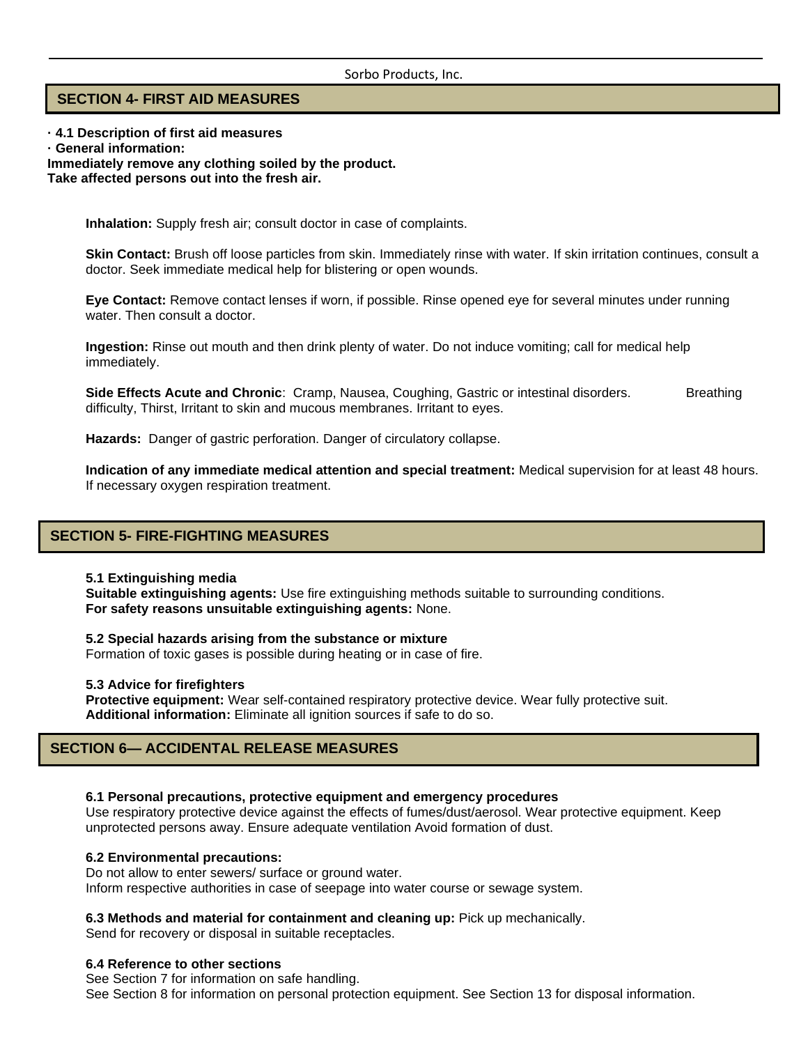## SECTION 4- FIRST AID MEASURES

**· 4.1 Description of first aid measures**

**· General information:**

**Immediately remove any clothing soiled by the product.**

**Take affected persons out into the fresh air.**

**Inhalation:** Supply fresh air; consult doctor in case of complaints.

**Skin Contact:** Brush off loose particles from skin. Immediately rinse with water. If skin irritation continues, consult a doctor. Seek immediate medical help for blistering or open wounds.

**Eye Contact:** Remove contact lenses if worn, if possible. Rinse opened eye for several minutes under running water. Then consult a doctor.

**Ingestion:** Rinse out mouth and then drink plenty of water. Do not induce vomiting; call for medical help immediately.

**Side Effects Acute and Chronic**: Cramp, Nausea, Coughing, Gastric or intestinal disorders. Breathing difficulty, Thirst, Irritant to skin and mucous membranes. Irritant to eyes.

**Hazards:** Danger of gastric perforation. Danger of circulatory collapse.

**Indication of any immediate medical attention and special treatment:** Medical supervision for at least 48 hours. If necessary oxygen respiration treatment.

## SECTION 5- FIRE-FIGHTING MEASURES

**5.1 Extinguishing media**

**Suitable extinguishing agents:** Use fire extinguishing methods suitable to surrounding conditions.

**For safety reasons unsuitable extinguishing agents:** None.

**5.2 Special hazards arising from the substance or mixture**

Formation of toxic gases is possible during heating or in case of fire.

**5.3 Advice for firefighters**

**Protective equipment:** Wear self-contained respiratory protective device. Wear fully protective suit.

**Additional information:** Eliminate all ignition sources if safe to do so.

## SECTION 6— ACCIDENTAL RELEASE MEASURES

**6.1 Personal precautions, protective equipment and emergency procedures**

Use respiratory protective device against the effects of fumes/dust/aerosol. Wear protective equipment. Keep unprotected persons away. Ensure adequate ventilation Avoid formation of dust.

**6.2 Environmental precautions:**

Do not allow to enter sewers/ surface or ground water.

Inform respective authorities in case of seepage into water course or sewage system.

**6.3 Methods and material for containment and cleaning up:** Pick up mechanically.

Send for recovery or disposal in suitable receptacles.

**6.4 Reference to other sections**

See Section 7 for information on safe handling.

See Section 8 for information on personal protection equipment. See Section 13 for disposal information.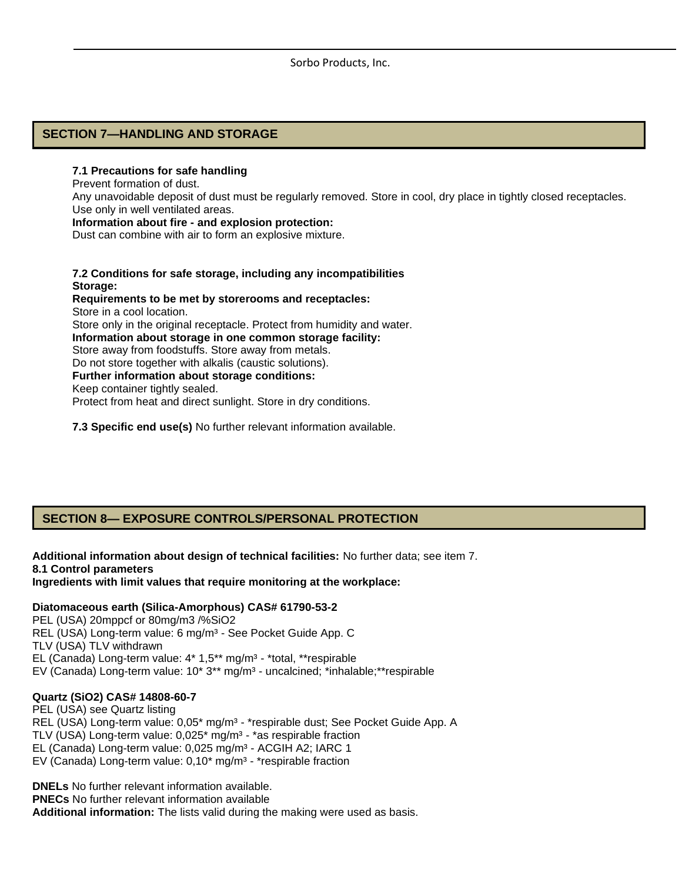## SECTION 7—HANDLING AND STORAGE

**7.1 Precautions for safe handling**
Prevent formation of dust.
Any unavoidable deposit of dust must be regularly removed. Store in cool, dry place in tightly closed receptacles. Use only in well ventilated areas.
**Information about fire - and explosion protection:**
Dust can combine with air to form an explosive mixture.

**7.2 Conditions for safe storage, including any incompatibilities**
**Storage:**
**Requirements to be met by storerooms and receptacles:**
Store in a cool location.
Store only in the original receptacle. Protect from humidity and water.
**Information about storage in one common storage facility:**
Store away from foodstuffs. Store away from metals.
Do not store together with alkalis (caustic solutions).
**Further information about storage conditions:**
Keep container tightly sealed.
Protect from heat and direct sunlight. Store in dry conditions.

**7.3 Specific end use(s)** No further relevant information available.

## SECTION 8— EXPOSURE CONTROLS/PERSONAL PROTECTION

**Additional information about design of technical facilities:** No further data; see item 7.
**8.1 Control parameters**
**Ingredients with limit values that require monitoring at the workplace:**

**Diatomaceous earth (Silica-Amorphous) CAS# 61790-53-2**
PEL (USA) 20mppcf or 80mg/m3 /%SiO2
REL (USA) Long-term value: 6 mg/m³ - See Pocket Guide App. C
TLV (USA) TLV withdrawn
EL (Canada) Long-term value: 4* 1,5** mg/m³ - *total, **respirable
EV (Canada) Long-term value: 10* 3** mg/m³ - uncalcined; *inhalable;**respirable

**Quartz (SiO2) CAS# 14808-60-7**
PEL (USA) see Quartz listing
REL (USA) Long-term value: 0,05* mg/m³ - *respirable dust; See Pocket Guide App. A
TLV (USA) Long-term value: 0,025* mg/m³ - *as respirable fraction
EL (Canada) Long-term value: 0,025 mg/m³ - ACGIH A2; IARC 1
EV (Canada) Long-term value: 0,10* mg/m³ - *respirable fraction

**DNELs** No further relevant information available.
**PNECs** No further relevant information available
**Additional information:** The lists valid during the making were used as basis.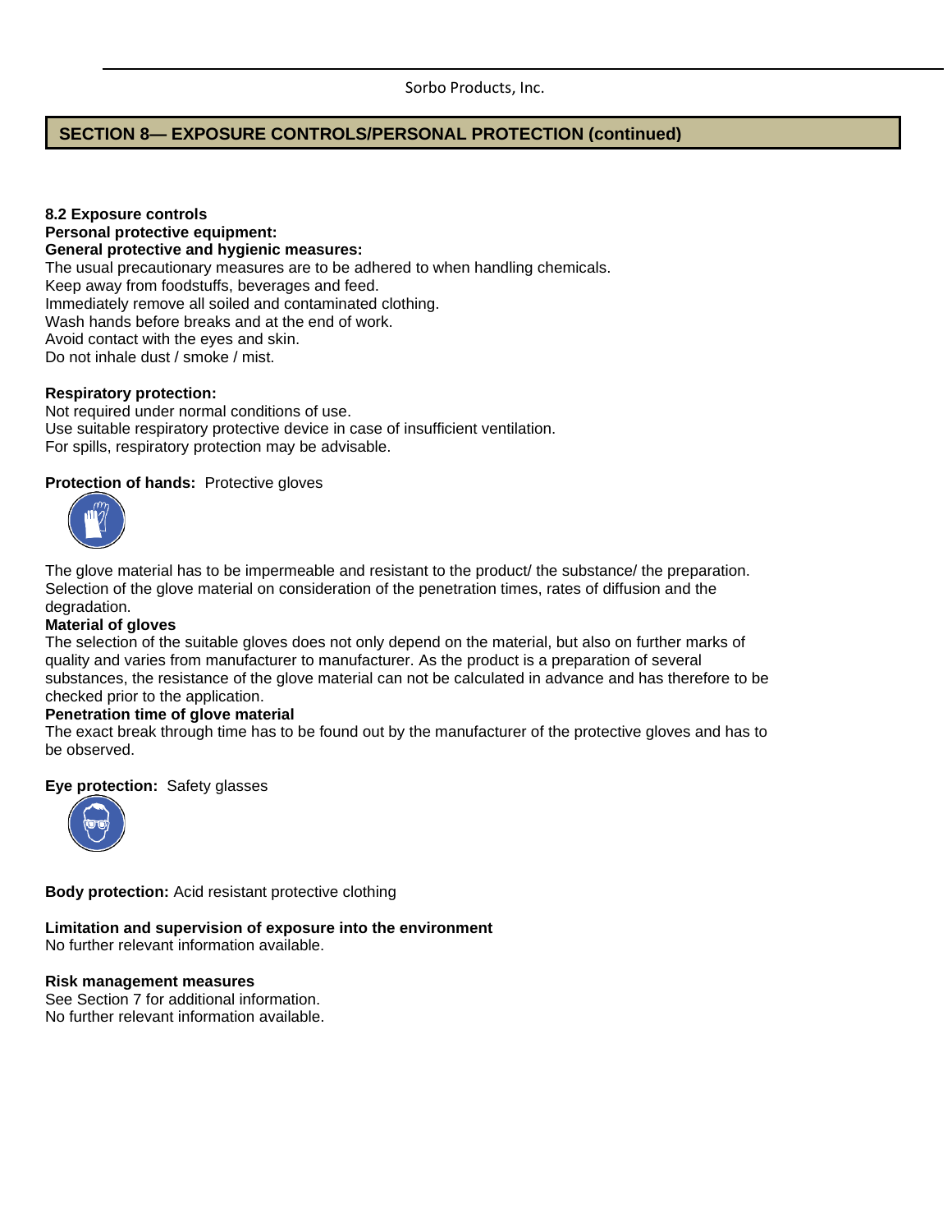## SECTION 8— EXPOSURE CONTROLS/PERSONAL PROTECTION (continued)

**8.2 Exposure controls**
**Personal protective equipment:**
**General protective and hygienic measures:**
The usual precautionary measures are to be adhered to when handling chemicals.
Keep away from foodstuffs, beverages and feed.
Immediately remove all soiled and contaminated clothing.
Wash hands before breaks and at the end of work.
Avoid contact with the eyes and skin.
Do not inhale dust / smoke / mist.

**Respiratory protection:**
Not required under normal conditions of use.
Use suitable respiratory protective device in case of insufficient ventilation.
For spills, respiratory protection may be advisable.

**Protection of hands:** Protective gloves

The glove material has to be impermeable and resistant to the product/ the substance/ the preparation.
Selection of the glove material on consideration of the penetration times, rates of diffusion and the degradation.

**Material of gloves**
The selection of the suitable gloves does not only depend on the material, but also on further marks of quality and varies from manufacturer to manufacturer. As the product is a preparation of several substances, the resistance of the glove material can not be calculated in advance and has therefore to be checked prior to the application.

**Penetration time of glove material**
The exact break through time has to be found out by the manufacturer of the protective gloves and has to be observed.

**Eye protection:** Safety glasses

**Body protection:** Acid resistant protective clothing

**Limitation and supervision of exposure into the environment**
No further relevant information available.

**Risk management measures**
See Section 7 for additional information.
No further relevant information available.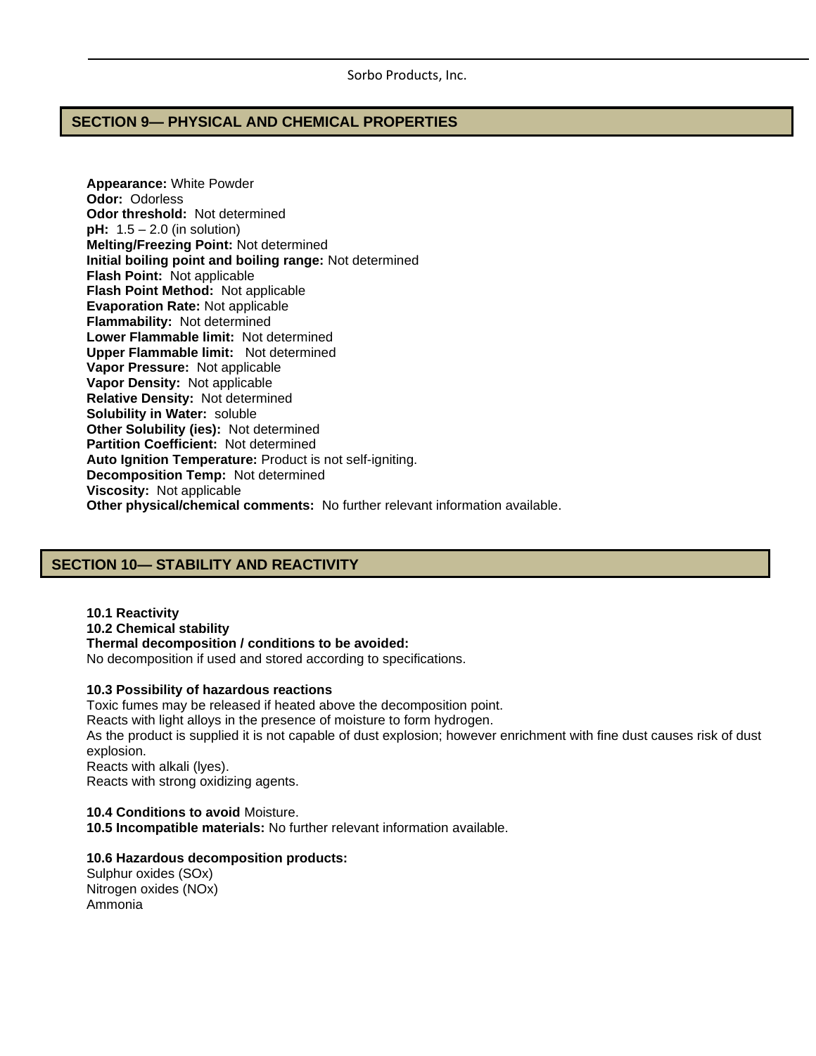## SECTION 9— PHYSICAL AND CHEMICAL PROPERTIES

**Appearance:** White Powder
**Odor:** Odorless
**Odor threshold:** Not determined
**pH:** 1.5 – 2.0 (in solution)
**Melting/Freezing Point:** Not determined
**Initial boiling point and boiling range:** Not determined
**Flash Point:** Not applicable
**Flash Point Method:** Not applicable
**Evaporation Rate:** Not applicable
**Flammability:** Not determined
**Lower Flammable limit:** Not determined
**Upper Flammable limit:** Not determined
**Vapor Pressure:** Not applicable
**Vapor Density:** Not applicable
**Relative Density:** Not determined
**Solubility in Water:** soluble
**Other Solubility (ies):** Not determined
**Partition Coefficient:** Not determined
**Auto Ignition Temperature:** Product is not self-igniting.
**Decomposition Temp:** Not determined
**Viscosity:** Not applicable
**Other physical/chemical comments:** No further relevant information available.

## SECTION 10— STABILITY AND REACTIVITY

**10.1 Reactivity**
**10.2 Chemical stability**
**Thermal decomposition / conditions to be avoided:**
No decomposition if used and stored according to specifications.

**10.3 Possibility of hazardous reactions**
Toxic fumes may be released if heated above the decomposition point.
Reacts with light alloys in the presence of moisture to form hydrogen.
As the product is supplied it is not capable of dust explosion; however enrichment with fine dust causes risk of dust explosion.
Reacts with alkali (lyes).
Reacts with strong oxidizing agents.

**10.4 Conditions to avoid** Moisture.
**10.5 Incompatible materials:** No further relevant information available.

**10.6 Hazardous decomposition products:**
Sulphur oxides (SOx)
Nitrogen oxides (NOx)
Ammonia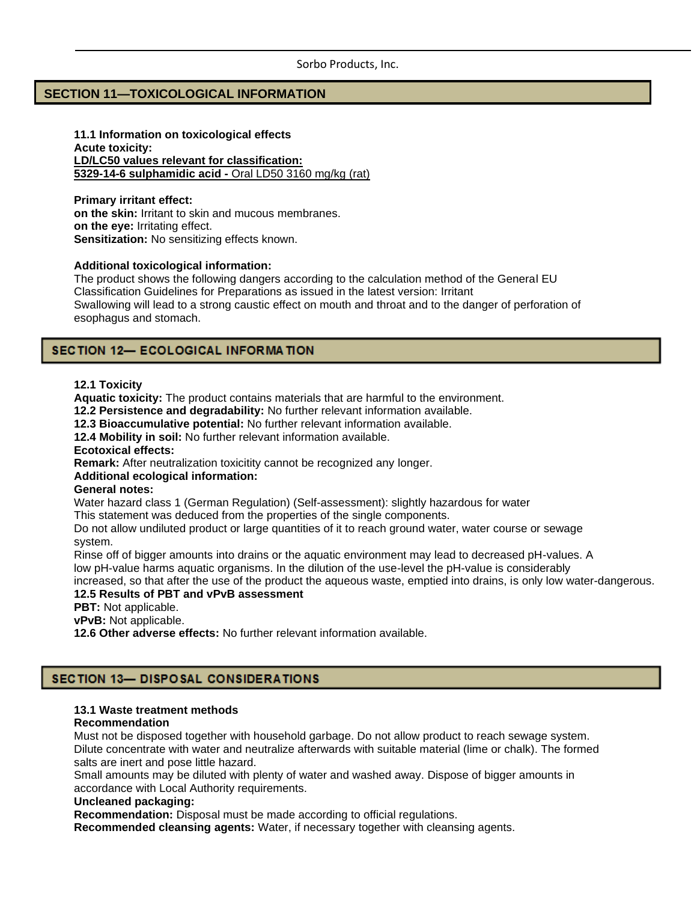## SECTION 11—TOXICOLOGICAL INFORMATION

**11.1 Information on toxicological effects**
**Acute toxicity:**
**LD/LC50 values relevant for classification:**
**5329-14-6 sulphamidic acid -** Oral LD50 3160 mg/kg (rat)

**Primary irritant effect:**
**on the skin:** Irritant to skin and mucous membranes.
**on the eye:** Irritating effect.
**Sensitization:** No sensitizing effects known.

**Additional toxicological information:**
The product shows the following dangers according to the calculation method of the General EU Classification Guidelines for Preparations as issued in the latest version: Irritant
Swallowing will lead to a strong caustic effect on mouth and throat and to the danger of perforation of esophagus and stomach.

## SECTION 12— ECOLOGICAL INFORMATION

**12.1 Toxicity**
**Aquatic toxicity:** The product contains materials that are harmful to the environment.
**12.2 Persistence and degradability:** No further relevant information available.
**12.3 Bioaccumulative potential:** No further relevant information available.
**12.4 Mobility in soil:** No further relevant information available.
**Ecotoxical effects:**
**Remark:** After neutralization toxicitity cannot be recognized any longer.
**Additional ecological information:**
**General notes:**
Water hazard class 1 (German Regulation) (Self-assessment): slightly hazardous for water
This statement was deduced from the properties of the single components.
Do not allow undiluted product or large quantities of it to reach ground water, water course or sewage system.
Rinse off of bigger amounts into drains or the aquatic environment may lead to decreased pH-values. A low pH-value harms aquatic organisms. In the dilution of the use-level the pH-value is considerably increased, so that after the use of the product the aqueous waste, emptied into drains, is only low water-dangerous.
**12.5 Results of PBT and vPvB assessment**
**PBT:** Not applicable.
**vPvB:** Not applicable.
**12.6 Other adverse effects:** No further relevant information available.

## SECTION 13— DISPOSAL CONSIDERATIONS

**13.1 Waste treatment methods**
**Recommendation**
Must not be disposed together with household garbage. Do not allow product to reach sewage system.
Dilute concentrate with water and neutralize afterwards with suitable material (lime or chalk). The formed salts are inert and pose little hazard.
Small amounts may be diluted with plenty of water and washed away. Dispose of bigger amounts in accordance with Local Authority requirements.
**Uncleaned packaging:**
**Recommendation:** Disposal must be made according to official regulations.
**Recommended cleansing agents:** Water, if necessary together with cleansing agents.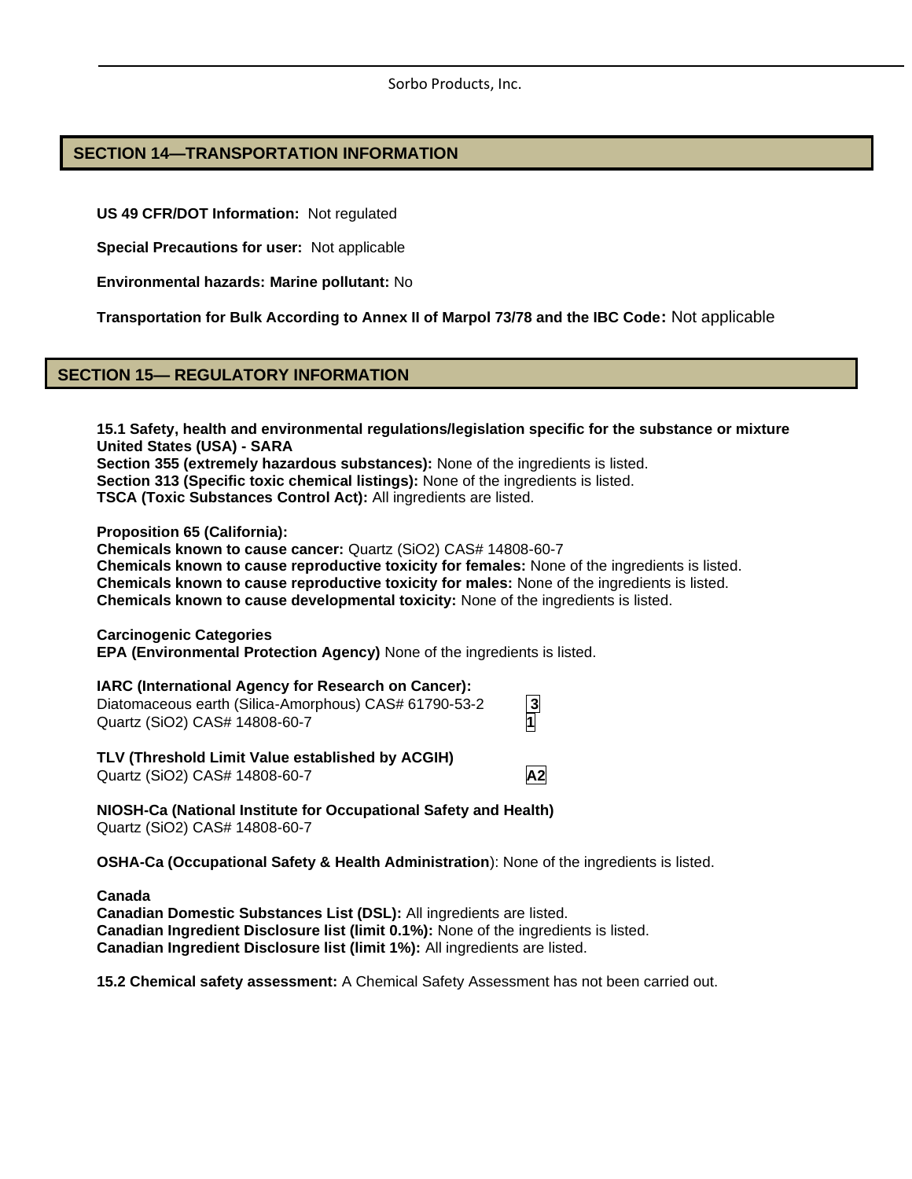## SECTION 14—TRANSPORTATION INFORMATION

**US 49 CFR/DOT Information:** Not regulated

**Special Precautions for user:** Not applicable

**Environmental hazards: Marine pollutant:** No

**Transportation for Bulk According to Annex II of Marpol 73/78 and the IBC Code:** Not applicable

## SECTION 15— REGULATORY INFORMATION

**15.1 Safety, health and environmental regulations/legislation specific for the substance or mixture**
**United States (USA) - SARA**
**Section 355 (extremely hazardous substances):** None of the ingredients is listed.
**Section 313 (Specific toxic chemical listings):** None of the ingredients is listed.
**TSCA (Toxic Substances Control Act):** All ingredients are listed.

**Proposition 65 (California):**
**Chemicals known to cause cancer:** Quartz ($SiO_2$) CAS# 14808-60-7
**Chemicals known to cause reproductive toxicity for females:** None of the ingredients is listed.
**Chemicals known to cause reproductive toxicity for males:** None of the ingredients is listed.
**Chemicals known to cause developmental toxicity:** None of the ingredients is listed.

**Carcinogenic Categories**
**EPA (Environmental Protection Agency)** None of the ingredients is listed.

**IARC (International Agency for Research on Cancer):**

| Substance | Category |
|---|---|
| Diatomaceous earth (Silica-Amorphous) CAS# 61790-53-2 | 3 |
| Quartz ($SiO_2$) CAS# 14808-60-7 | 1 |

**TLV (Threshold Limit Value established by ACGIH)**

| Substance | Category |
|---|---|
| Quartz ($SiO_2$) CAS# 14808-60-7 | A2 |

**NIOSH-Ca (National Institute for Occupational Safety and Health)**
Quartz ($SiO_2$) CAS# 14808-60-7

**OSHA-Ca (Occupational Safety & Health Administration**): None of the ingredients is listed.

**Canada**
**Canadian Domestic Substances List (DSL):** All ingredients are listed.
**Canadian Ingredient Disclosure list (limit 0.1%):** None of the ingredients is listed.
**Canadian Ingredient Disclosure list (limit 1%):** All ingredients are listed.

**15.2 Chemical safety assessment:** A Chemical Safety Assessment has not been carried out.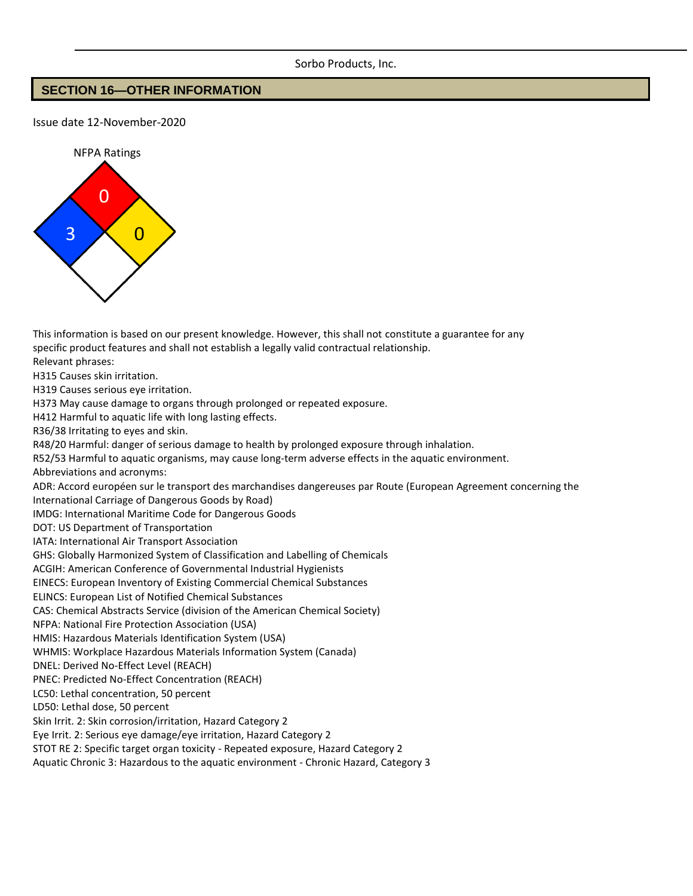## SECTION 16—OTHER INFORMATION

Issue date 12-November-2020

NFPA Ratings

0

3

0

This information is based on our present knowledge. However, this shall not constitute a guarantee for any specific product features and shall not establish a legally valid contractual relationship.

Relevant phrases:

H315 Causes skin irritation.

H319 Causes serious eye irritation.

H373 May cause damage to organs through prolonged or repeated exposure.

H412 Harmful to aquatic life with long lasting effects.

R36/38 Irritating to eyes and skin.

R48/20 Harmful: danger of serious damage to health by prolonged exposure through inhalation.

R52/53 Harmful to aquatic organisms, may cause long-term adverse effects in the aquatic environment.

Abbreviations and acronyms:

ADR: Accord européen sur le transport des marchandises dangereuses par Route (European Agreement concerning the International Carriage of Dangerous Goods by Road)

IMDG: International Maritime Code for Dangerous Goods

DOT: US Department of Transportation

IATA: International Air Transport Association

GHS: Globally Harmonized System of Classification and Labelling of Chemicals

ACGIH: American Conference of Governmental Industrial Hygienists

EINECS: European Inventory of Existing Commercial Chemical Substances

ELINCS: European List of Notified Chemical Substances

CAS: Chemical Abstracts Service (division of the American Chemical Society)

NFPA: National Fire Protection Association (USA)

HMIS: Hazardous Materials Identification System (USA)

WHMIS: Workplace Hazardous Materials Information System (Canada)

DNEL: Derived No-Effect Level (REACH)

PNEC: Predicted No-Effect Concentration (REACH)

LC50: Lethal concentration, 50 percent

LD50: Lethal dose, 50 percent

Skin Irrit. 2: Skin corrosion/irritation, Hazard Category 2

Eye Irrit. 2: Serious eye damage/eye irritation, Hazard Category 2

STOT RE 2: Specific target organ toxicity - Repeated exposure, Hazard Category 2

Aquatic Chronic 3: Hazardous to the aquatic environment - Chronic Hazard, Category 3